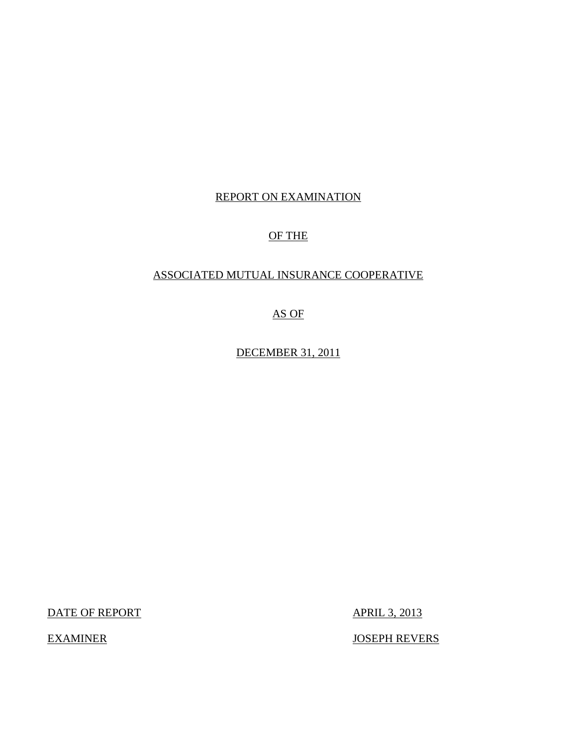REPORT ON EXAMINATION

OF THE

ASSOCIATED MUTUAL INSURANCE COOPERATIVE

AS OF

DECEMBER 31, 2011

| | |
|---|---|
| DATE OF REPORT | APRIL 3, 2013 |
| EXAMINER | JOSEPH REVERS |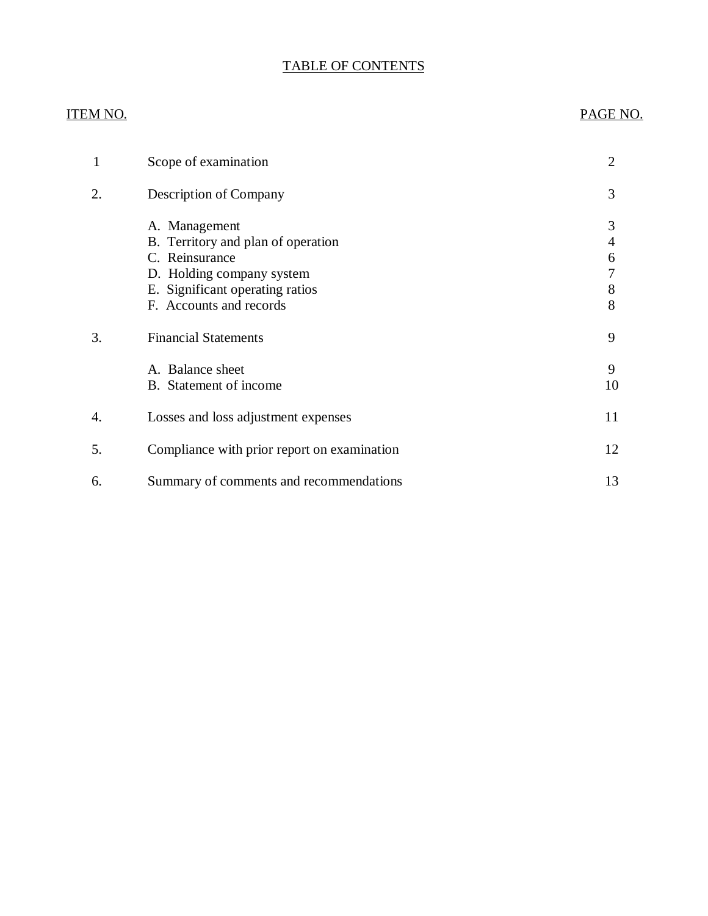# TABLE OF CONTENTS

| ITEM NO. | | PAGE NO. |
|---|---|---|
| 1 | Scope of examination | 2 |
| 2. | Description of Company | 3 |
| | A. Management | 3 |
| | B. Territory and plan of operation | 4 |
| | C. Reinsurance | 6 |
| | D. Holding company system | 7 |
| | E. Significant operating ratios | 8 |
| | F. Accounts and records | 8 |
| 3. | Financial Statements | 9 |
| | A. Balance sheet | 9 |
| | B. Statement of income | 10 |
| 4. | Losses and loss adjustment expenses | 11 |
| 5. | Compliance with prior report on examination | 12 |
| 6. | Summary of comments and recommendations | 13 |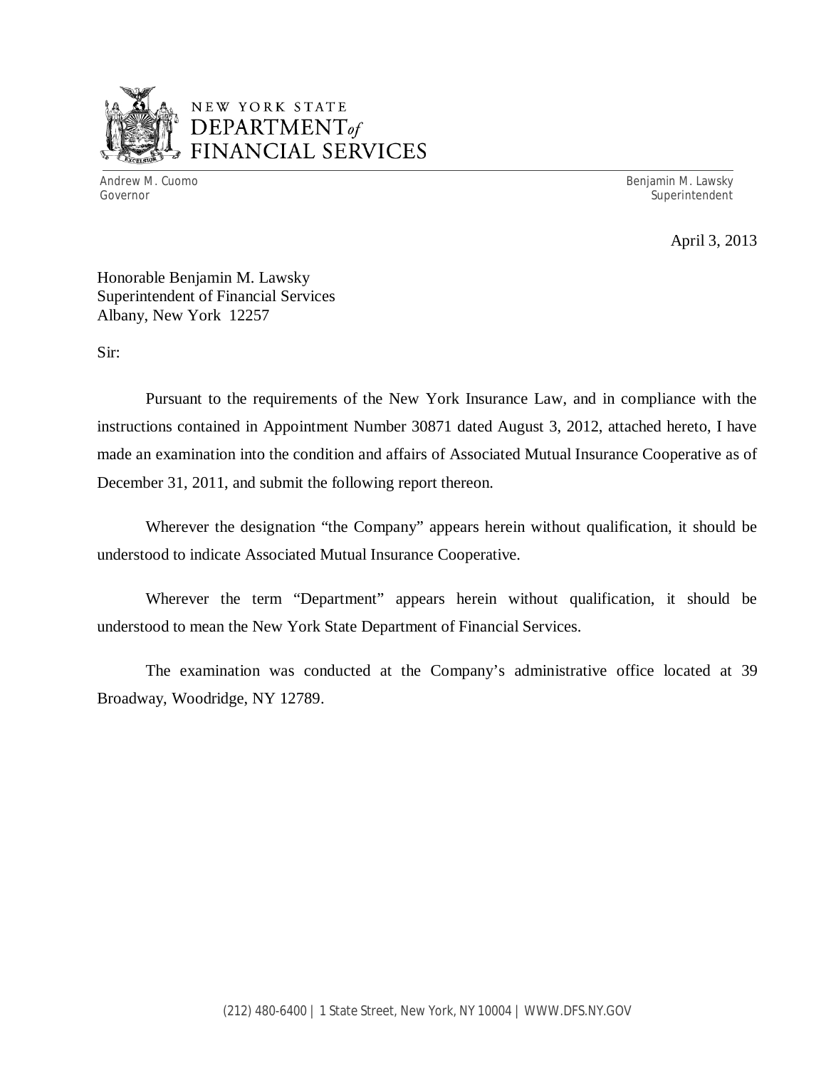NEW YORK STATE
DEPARTMENT *of*
FINANCIAL SERVICES

Andrew M. Cuomo
Governor

Benjamin M. Lawsky
Superintendent

April 3, 2013

Honorable Benjamin M. Lawsky
Superintendent of Financial Services
Albany, New York 12257

Sir:

Pursuant to the requirements of the New York Insurance Law, and in compliance with the instructions contained in Appointment Number 30871 dated August 3, 2012, attached hereto, I have made an examination into the condition and affairs of Associated Mutual Insurance Cooperative as of December 31, 2011, and submit the following report thereon.

Wherever the designation "the Company" appears herein without qualification, it should be understood to indicate Associated Mutual Insurance Cooperative.

Wherever the term "Department" appears herein without qualification, it should be understood to mean the New York State Department of Financial Services.

The examination was conducted at the Company's administrative office located at 39 Broadway, Woodridge, NY 12789.

(212) 480-6400 | 1 State Street, New York, NY 10004 | WWW.DFS.NY.GOV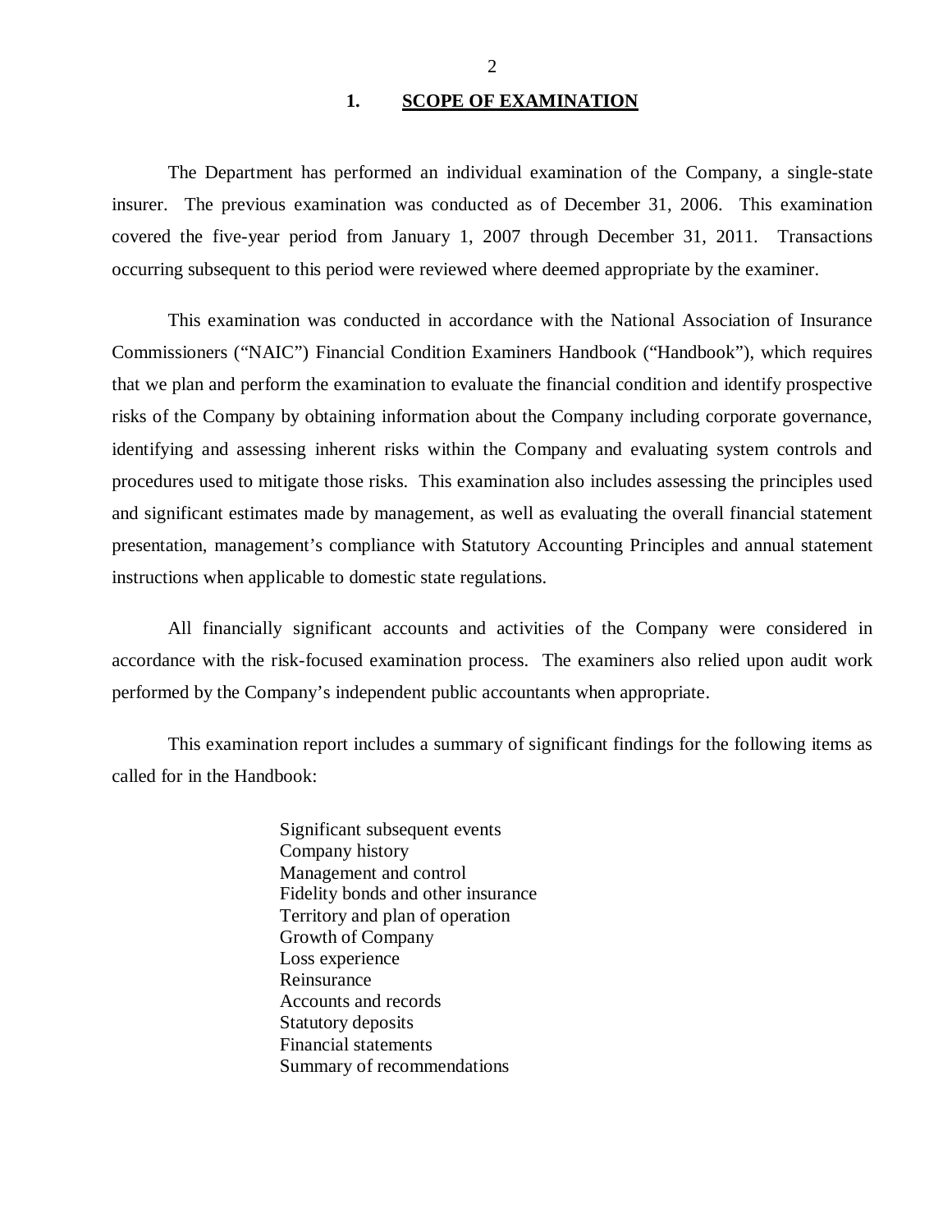## 1. SCOPE OF EXAMINATION

The Department has performed an individual examination of the Company, a single-state insurer. The previous examination was conducted as of December 31, 2006. This examination covered the five-year period from January 1, 2007 through December 31, 2011. Transactions occurring subsequent to this period were reviewed where deemed appropriate by the examiner.

This examination was conducted in accordance with the National Association of Insurance Commissioners ("NAIC") Financial Condition Examiners Handbook ("Handbook"), which requires that we plan and perform the examination to evaluate the financial condition and identify prospective risks of the Company by obtaining information about the Company including corporate governance, identifying and assessing inherent risks within the Company and evaluating system controls and procedures used to mitigate those risks. This examination also includes assessing the principles used and significant estimates made by management, as well as evaluating the overall financial statement presentation, management's compliance with Statutory Accounting Principles and annual statement instructions when applicable to domestic state regulations.

All financially significant accounts and activities of the Company were considered in accordance with the risk-focused examination process. The examiners also relied upon audit work performed by the Company's independent public accountants when appropriate.

This examination report includes a summary of significant findings for the following items as called for in the Handbook:

- Significant subsequent events
- Company history
- Management and control
- Fidelity bonds and other insurance
- Territory and plan of operation
- Growth of Company
- Loss experience
- Reinsurance
- Accounts and records
- Statutory deposits
- Financial statements
- Summary of recommendations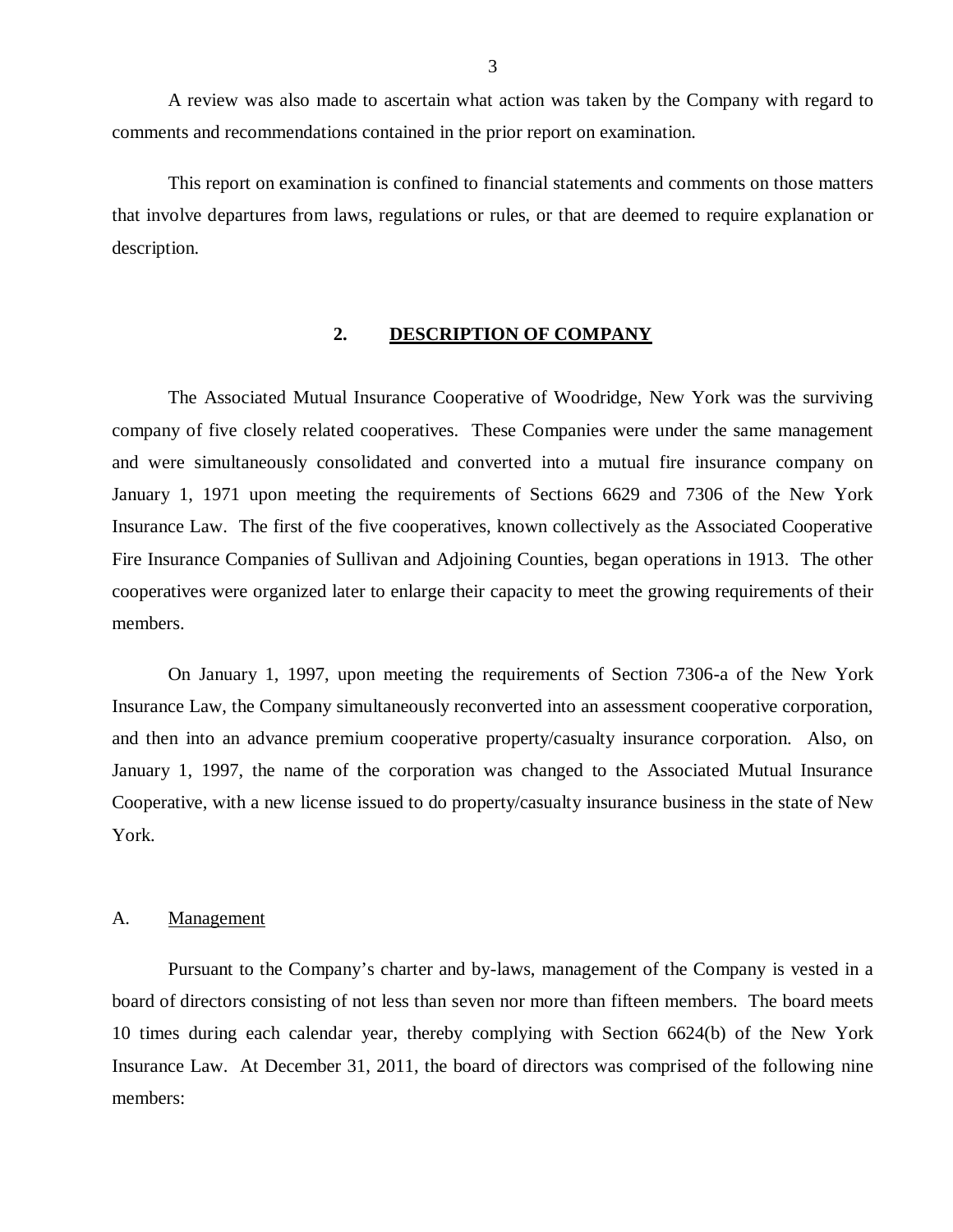A review was also made to ascertain what action was taken by the Company with regard to comments and recommendations contained in the prior report on examination.

This report on examination is confined to financial statements and comments on those matters that involve departures from laws, regulations or rules, or that are deemed to require explanation or description.

## 2. DESCRIPTION OF COMPANY

The Associated Mutual Insurance Cooperative of Woodridge, New York was the surviving company of five closely related cooperatives. These Companies were under the same management and were simultaneously consolidated and converted into a mutual fire insurance company on January 1, 1971 upon meeting the requirements of Sections 6629 and 7306 of the New York Insurance Law. The first of the five cooperatives, known collectively as the Associated Cooperative Fire Insurance Companies of Sullivan and Adjoining Counties, began operations in 1913. The other cooperatives were organized later to enlarge their capacity to meet the growing requirements of their members.

On January 1, 1997, upon meeting the requirements of Section 7306-a of the New York Insurance Law, the Company simultaneously reconverted into an assessment cooperative corporation, and then into an advance premium cooperative property/casualty insurance corporation. Also, on January 1, 1997, the name of the corporation was changed to the Associated Mutual Insurance Cooperative, with a new license issued to do property/casualty insurance business in the state of New York.

### A. Management

Pursuant to the Company's charter and by-laws, management of the Company is vested in a board of directors consisting of not less than seven nor more than fifteen members. The board meets 10 times during each calendar year, thereby complying with Section 6624(b) of the New York Insurance Law. At December 31, 2011, the board of directors was comprised of the following nine members: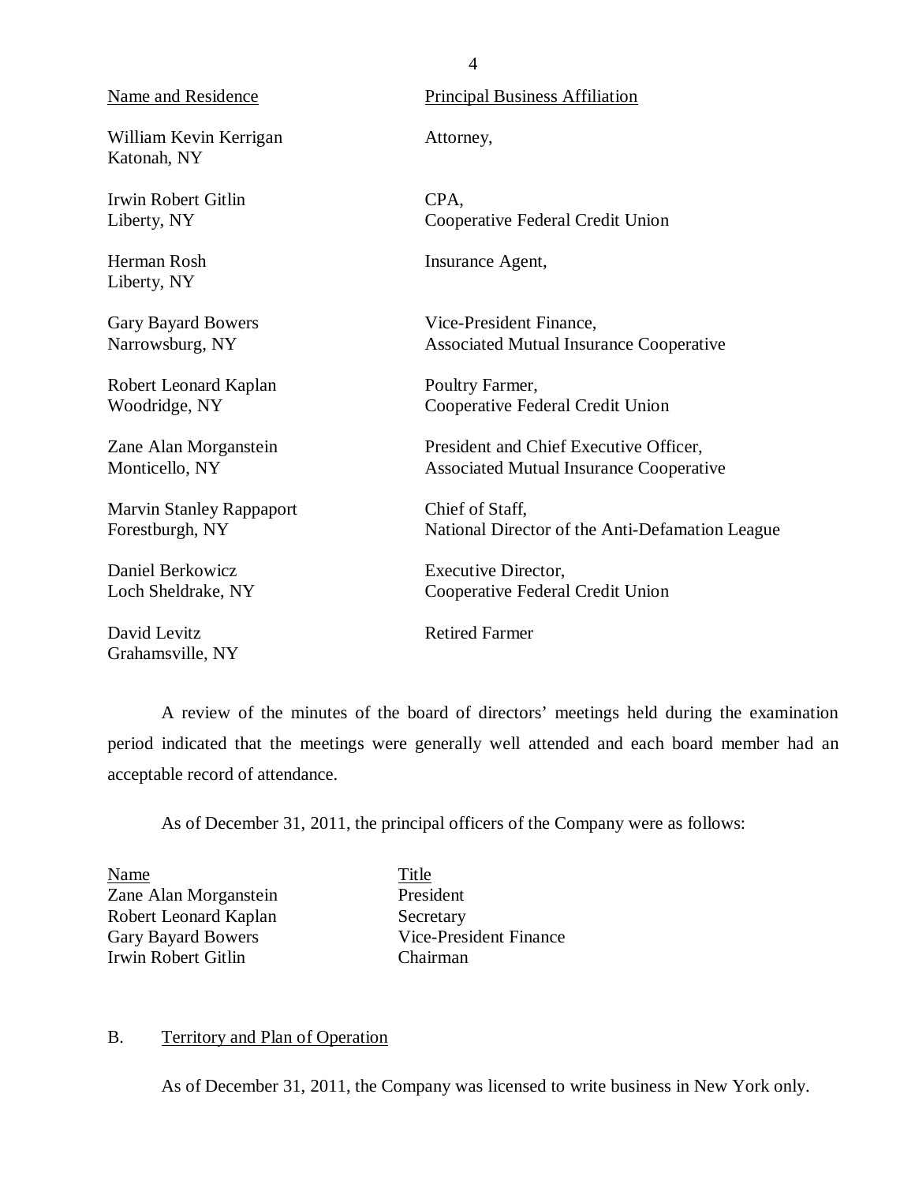| Name and Residence | Principal Business Affiliation |
|---|---|
| William Kevin Kerrigan<br>Katonah, NY | Attorney, |
| Irwin Robert Gitlin<br>Liberty, NY | CPA,<br>Cooperative Federal Credit Union |
| Herman Rosh<br>Liberty, NY | Insurance Agent, |
| Gary Bayard Bowers<br>Narrowsburg, NY | Vice-President Finance,<br>Associated Mutual Insurance Cooperative |
| Robert Leonard Kaplan<br>Woodridge, NY | Poultry Farmer,<br>Cooperative Federal Credit Union |
| Zane Alan Morganstein<br>Monticello, NY | President and Chief Executive Officer,<br>Associated Mutual Insurance Cooperative |
| Marvin Stanley Rappaport<br>Forestburgh, NY | Chief of Staff,<br>National Director of the Anti-Defamation League |
| Daniel Berkowicz<br>Loch Sheldrake, NY | Executive Director,<br>Cooperative Federal Credit Union |
| David Levitz<br>Grahamsville, NY | Retired Farmer |

A review of the minutes of the board of directors' meetings held during the examination period indicated that the meetings were generally well attended and each board member had an acceptable record of attendance.

As of December 31, 2011, the principal officers of the Company were as follows:

| Name | Title |
|---|---|
| Zane Alan Morganstein | President |
| Robert Leonard Kaplan | Secretary |
| Gary Bayard Bowers | Vice-President Finance |
| Irwin Robert Gitlin | Chairman |

## B. Territory and Plan of Operation

As of December 31, 2011, the Company was licensed to write business in New York only.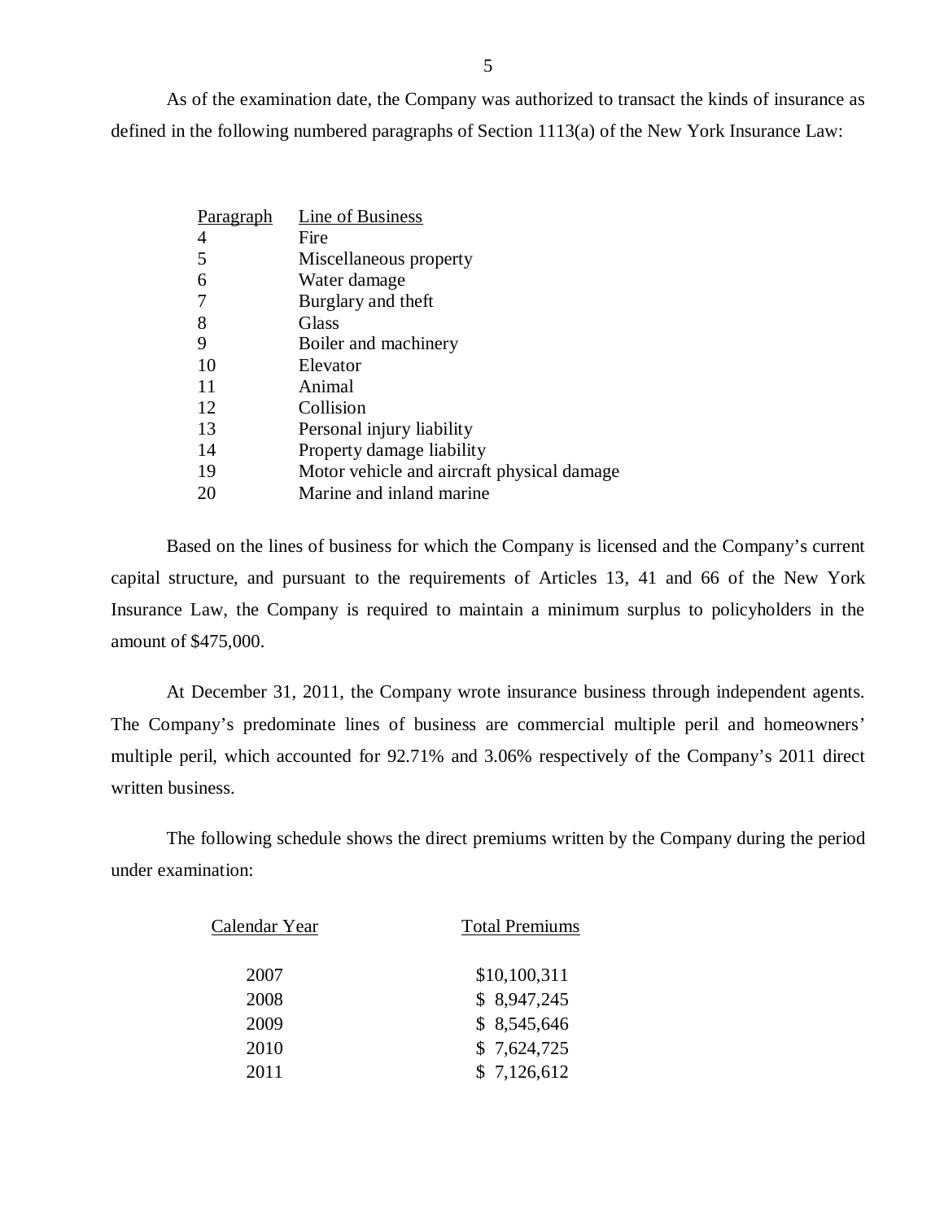As of the examination date, the Company was authorized to transact the kinds of insurance as defined in the following numbered paragraphs of Section 1113(a) of the New York Insurance Law:

| Paragraph | Line of Business |
|---|---|
| 4 | Fire |
| 5 | Miscellaneous property |
| 6 | Water damage |
| 7 | Burglary and theft |
| 8 | Glass |
| 9 | Boiler and machinery |
| 10 | Elevator |
| 11 | Animal |
| 12 | Collision |
| 13 | Personal injury liability |
| 14 | Property damage liability |
| 19 | Motor vehicle and aircraft physical damage |
| 20 | Marine and inland marine |

Based on the lines of business for which the Company is licensed and the Company's current capital structure, and pursuant to the requirements of Articles 13, 41 and 66 of the New York Insurance Law, the Company is required to maintain a minimum surplus to policyholders in the amount of $475,000.

At December 31, 2011, the Company wrote insurance business through independent agents. The Company's predominate lines of business are commercial multiple peril and homeowners' multiple peril, which accounted for 92.71% and 3.06% respectively of the Company's 2011 direct written business.

The following schedule shows the direct premiums written by the Company during the period under examination:

| Calendar Year | Total Premiums |
|---|---|
| 2007 | $10,100,311 |
| 2008 | $ 8,947,245 |
| 2009 | $ 8,545,646 |
| 2010 | $ 7,624,725 |
| 2011 | $ 7,126,612 |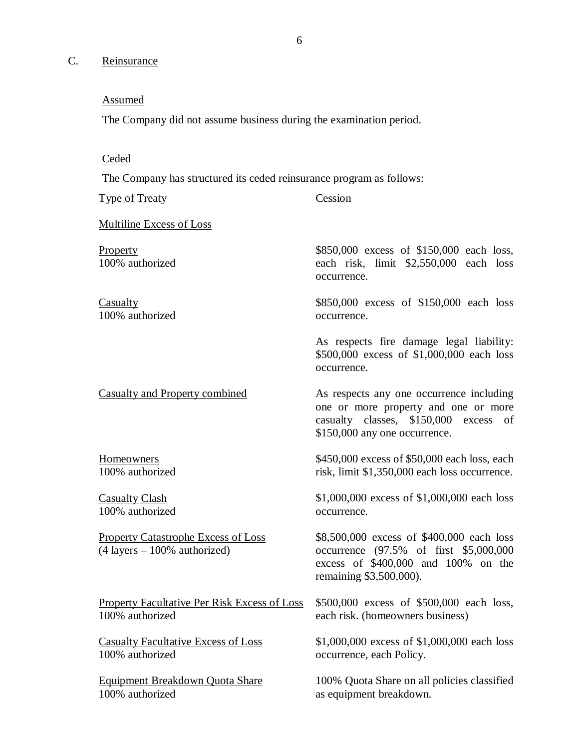## C. Reinsurance

Assumed

The Company did not assume business during the examination period.

Ceded

The Company has structured its ceded reinsurance program as follows:

| Type of Treaty | Cession |
|---|---|
| Multiline Excess of Loss | |
| Property<br>100% authorized | \$850,000 excess of \$150,000 each loss, each risk, limit \$2,550,000 each loss occurrence. |
| Casualty<br>100% authorized | \$850,000 excess of \$150,000 each loss occurrence. |
| | As respects fire damage legal liability: \$500,000 excess of \$1,000,000 each loss occurrence. |
| Casualty and Property combined | As respects any one occurrence including one or more property and one or more casualty classes, \$150,000 excess of \$150,000 any one occurrence. |
| Homeowners<br>100% authorized | \$450,000 excess of \$50,000 each loss, each risk, limit \$1,350,000 each loss occurrence. |
| Casualty Clash<br>100% authorized | \$1,000,000 excess of \$1,000,000 each loss occurrence. |
| Property Catastrophe Excess of Loss<br>(4 layers – 100% authorized) | \$8,500,000 excess of \$400,000 each loss occurrence (97.5% of first \$5,000,000 excess of \$400,000 and 100% on the remaining \$3,500,000). |
| Property Facultative Per Risk Excess of Loss<br>100% authorized | \$500,000 excess of \$500,000 each loss, each risk. (homeowners business) |
| Casualty Facultative Excess of Loss<br>100% authorized | \$1,000,000 excess of \$1,000,000 each loss occurrence, each Policy. |
| Equipment Breakdown Quota Share<br>100% authorized | 100% Quota Share on all policies classified as equipment breakdown. |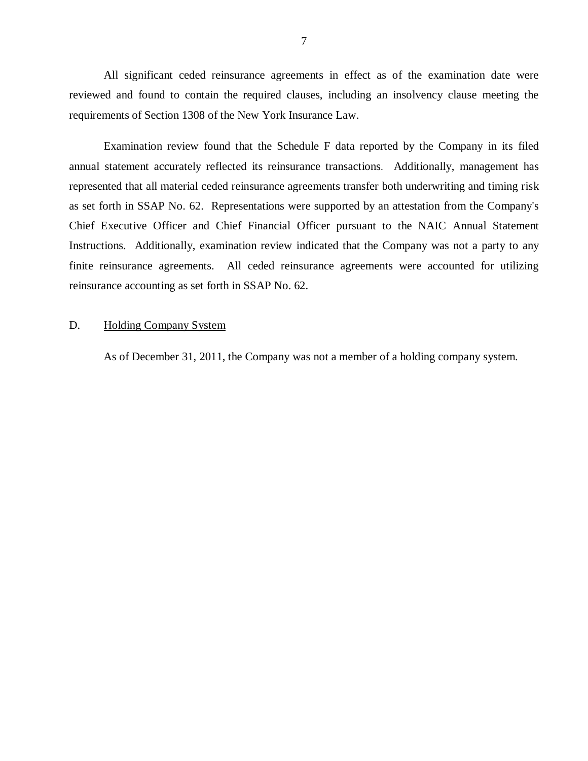All significant ceded reinsurance agreements in effect as of the examination date were reviewed and found to contain the required clauses, including an insolvency clause meeting the requirements of Section 1308 of the New York Insurance Law.

Examination review found that the Schedule F data reported by the Company in its filed annual statement accurately reflected its reinsurance transactions. Additionally, management has represented that all material ceded reinsurance agreements transfer both underwriting and timing risk as set forth in SSAP No. 62. Representations were supported by an attestation from the Company's Chief Executive Officer and Chief Financial Officer pursuant to the NAIC Annual Statement Instructions. Additionally, examination review indicated that the Company was not a party to any finite reinsurance agreements. All ceded reinsurance agreements were accounted for utilizing reinsurance accounting as set forth in SSAP No. 62.

D. Holding Company System

As of December 31, 2011, the Company was not a member of a holding company system.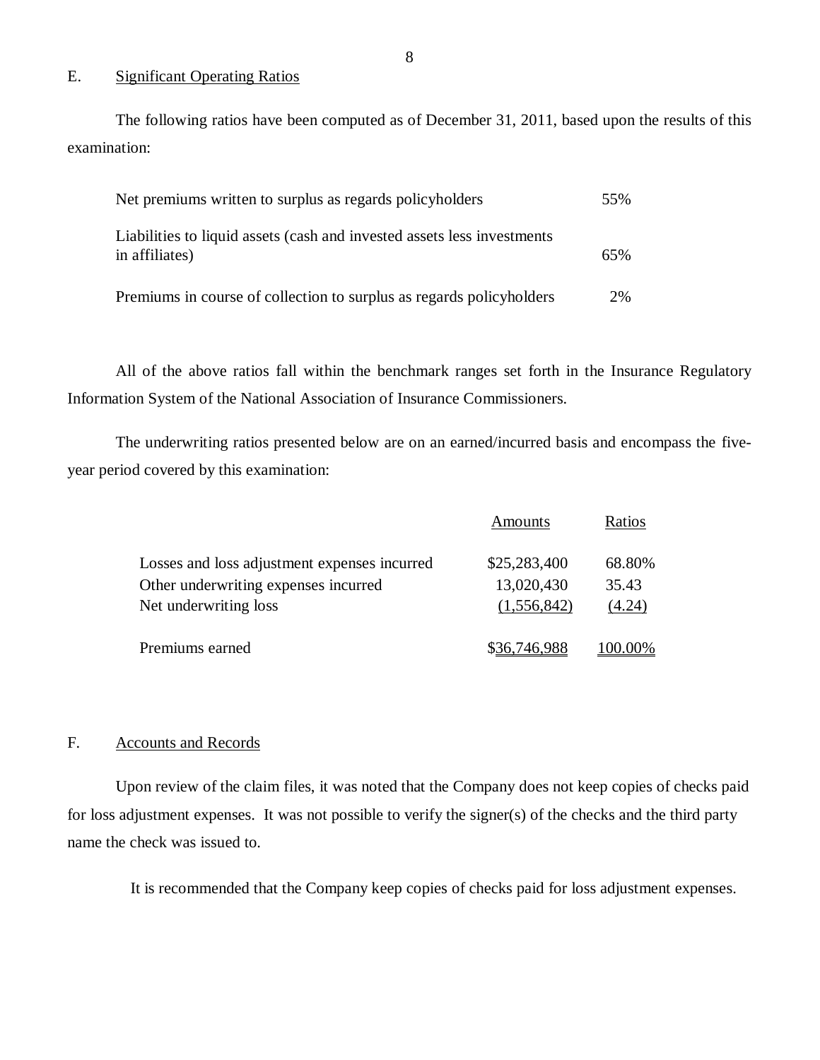## E. Significant Operating Ratios

The following ratios have been computed as of December 31, 2011, based upon the results of this examination:

| | |
|---|---|
| Net premiums written to surplus as regards policyholders | 55% |
| Liabilities to liquid assets (cash and invested assets less investments in affiliates) | 65% |
| Premiums in course of collection to surplus as regards policyholders | 2% |

All of the above ratios fall within the benchmark ranges set forth in the Insurance Regulatory Information System of the National Association of Insurance Commissioners.

The underwriting ratios presented below are on an earned/incurred basis and encompass the five-year period covered by this examination:

| | Amounts | Ratios |
|---|---|---|
| Losses and loss adjustment expenses incurred | $25,283,400 | 68.80% |
| Other underwriting expenses incurred | 13,020,430 | 35.43 |
| Net underwriting loss | (1,556,842) | (4.24) |
| Premiums earned | $36,746,988 | 100.00% |

## F. Accounts and Records

Upon review of the claim files, it was noted that the Company does not keep copies of checks paid for loss adjustment expenses. It was not possible to verify the signer(s) of the checks and the third party name the check was issued to.

It is recommended that the Company keep copies of checks paid for loss adjustment expenses.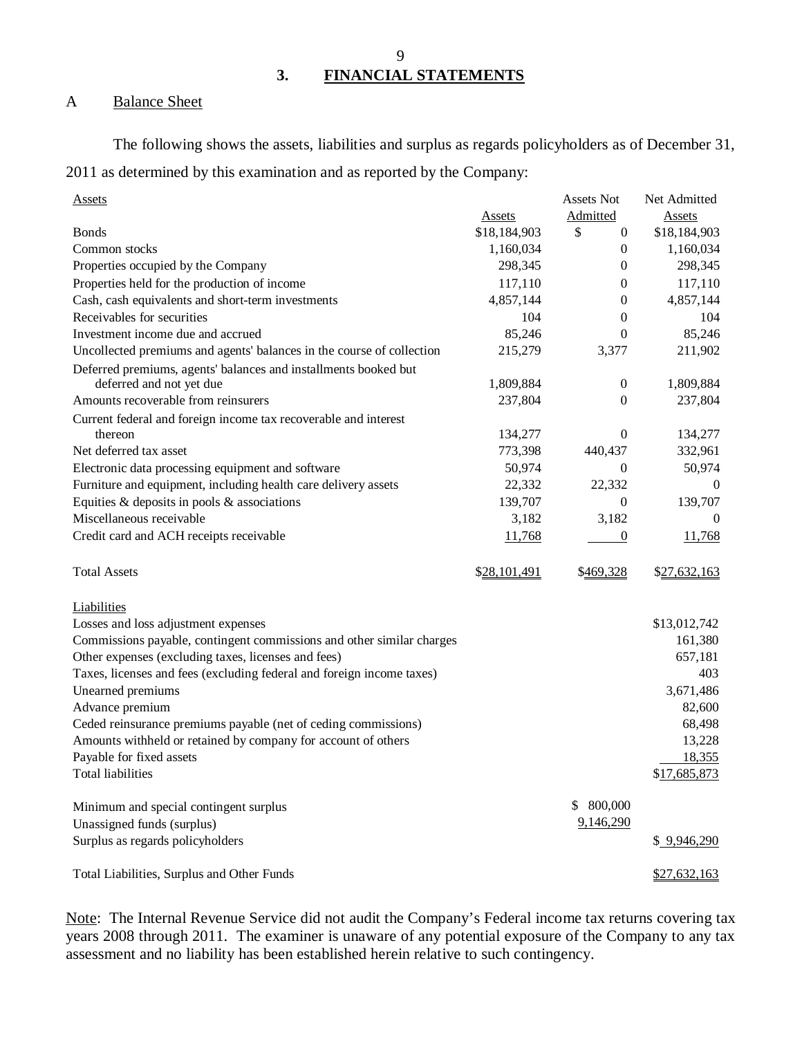## 3. FINANCIAL STATEMENTS

### A Balance Sheet

The following shows the assets, liabilities and surplus as regards policyholders as of December 31, 2011 as determined by this examination and as reported by the Company:

| Assets | Assets | Assets Not Admitted | Net Admitted Assets |
|---|---|---|---|
| Bonds | $18,184,903 | $ 0 | $18,184,903 |
| Common stocks | 1,160,034 | 0 | 1,160,034 |
| Properties occupied by the Company | 298,345 | 0 | 298,345 |
| Properties held for the production of income | 117,110 | 0 | 117,110 |
| Cash, cash equivalents and short-term investments | 4,857,144 | 0 | 4,857,144 |
| Receivables for securities | 104 | 0 | 104 |
| Investment income due and accrued | 85,246 | 0 | 85,246 |
| Uncollected premiums and agents' balances in the course of collection | 215,279 | 3,377 | 211,902 |
| Deferred premiums, agents' balances and installments booked but deferred and not yet due | 1,809,884 | 0 | 1,809,884 |
| Amounts recoverable from reinsurers | 237,804 | 0 | 237,804 |
| Current federal and foreign income tax recoverable and interest thereon | 134,277 | 0 | 134,277 |
| Net deferred tax asset | 773,398 | 440,437 | 332,961 |
| Electronic data processing equipment and software | 50,974 | 0 | 50,974 |
| Furniture and equipment, including health care delivery assets | 22,332 | 22,332 | 0 |
| Equities & deposits in pools & associations | 139,707 | 0 | 139,707 |
| Miscellaneous receivable | 3,182 | 3,182 | 0 |
| Credit card and ACH receipts receivable | 11,768 | 0 | 11,768 |
| Total Assets | $28,101,491 | $469,328 | $27,632,163 |

| Liabilities | | |
|---|---|---|
| Losses and loss adjustment expenses | | $13,012,742 |
| Commissions payable, contingent commissions and other similar charges | | 161,380 |
| Other expenses (excluding taxes, licenses and fees) | | 657,181 |
| Taxes, licenses and fees (excluding federal and foreign income taxes) | | 403 |
| Unearned premiums | | 3,671,486 |
| Advance premium | | 82,600 |
| Ceded reinsurance premiums payable (net of ceding commissions) | | 68,498 |
| Amounts withheld or retained by company for account of others | | 13,228 |
| Payable for fixed assets | | 18,355 |
| Total liabilities | | $17,685,873 |
| Minimum and special contingent surplus | $ 800,000 | |
| Unassigned funds (surplus) | 9,146,290 | |
| Surplus as regards policyholders | | $ 9,946,290 |
| Total Liabilities, Surplus and Other Funds | | $27,632,163 |

Note: The Internal Revenue Service did not audit the Company's Federal income tax returns covering tax years 2008 through 2011. The examiner is unaware of any potential exposure of the Company to any tax assessment and no liability has been established herein relative to such contingency.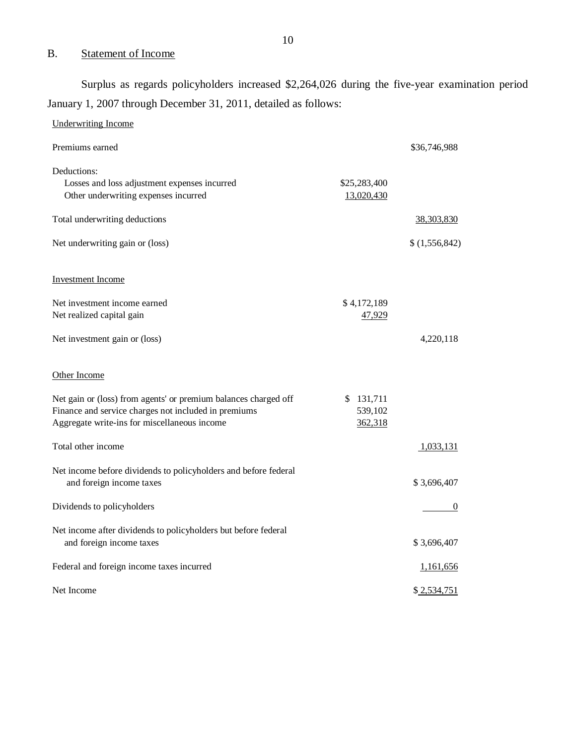## B. Statement of Income

Surplus as regards policyholders increased $2,264,026 during the five-year examination period January 1, 2007 through December 31, 2011, detailed as follows:

| | | |
|---|---|---|
| Underwriting Income | | |
| Premiums earned | | $36,746,988 |
| Deductions: | | |
| Losses and loss adjustment expenses incurred | $25,283,400 | |
| Other underwriting expenses incurred | 13,020,430 | |
| Total underwriting deductions | | 38,303,830 |
| Net underwriting gain or (loss) | | $ (1,556,842) |
| Investment Income | | |
| Net investment income earned | $ 4,172,189 | |
| Net realized capital gain | 47,929 | |
| Net investment gain or (loss) | | 4,220,118 |
| Other Income | | |
| Net gain or (loss) from agents' or premium balances charged off | $ 131,711 | |
| Finance and service charges not included in premiums | 539,102 | |
| Aggregate write-ins for miscellaneous income | 362,318 | |
| Total other income | | 1,033,131 |
| Net income before dividends to policyholders and before federal and foreign income taxes | | $ 3,696,407 |
| Dividends to policyholders | | 0 |
| Net income after dividends to policyholders but before federal and foreign income taxes | | $ 3,696,407 |
| Federal and foreign income taxes incurred | | 1,161,656 |
| Net Income | | $ 2,534,751 |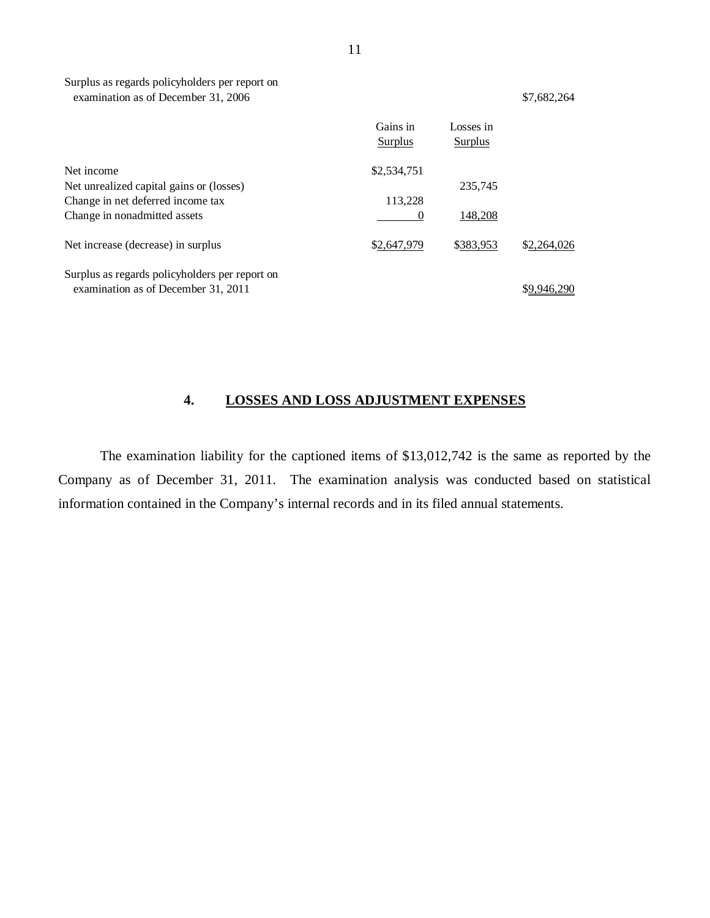| | Gains in Surplus | Losses in Surplus | |
|---|---|---|---|
| Surplus as regards policyholders per report on examination as of December 31, 2006 | | | $7,682,264 |
| Net income | $2,534,751 | | |
| Net unrealized capital gains or (losses) | | 235,745 | |
| Change in net deferred income tax | 113,228 | | |
| Change in nonadmitted assets | 0 | 148,208 | |
| Net increase (decrease) in surplus | $2,647,979 | $383,953 | $2,264,026 |
| Surplus as regards policyholders per report on examination as of December 31, 2011 | | | $9,946,290 |

## 4. LOSSES AND LOSS ADJUSTMENT EXPENSES

The examination liability for the captioned items of $13,012,742 is the same as reported by the Company as of December 31, 2011. The examination analysis was conducted based on statistical information contained in the Company's internal records and in its filed annual statements.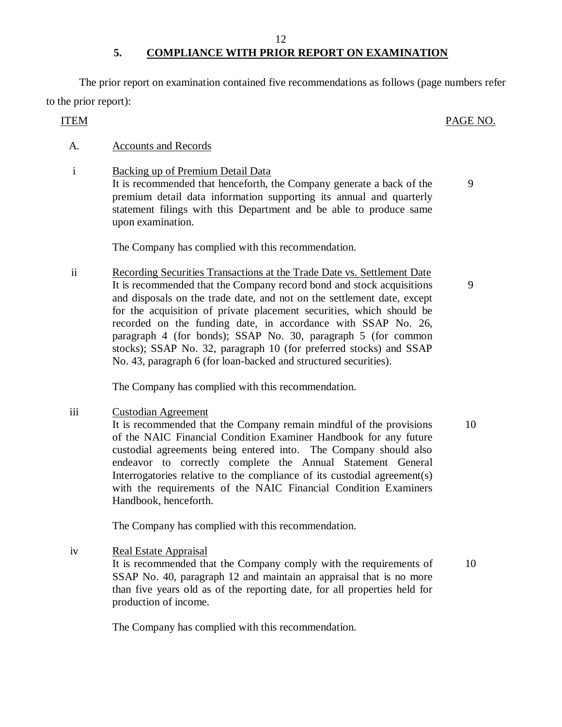## 5. COMPLIANCE WITH PRIOR REPORT ON EXAMINATION

The prior report on examination contained five recommendations as follows (page numbers refer to the prior report):

| ITEM | | PAGE NO. |
|---|---|---|
| A. | Accounts and Records | |
| i | Backing up of Premium Detail Data<br>It is recommended that henceforth, the Company generate a back of the premium detail data information supporting its annual and quarterly statement filings with this Department and be able to produce same upon examination.<br><br>The Company has complied with this recommendation. | 9 |
| ii | Recording Securities Transactions at the Trade Date vs. Settlement Date<br>It is recommended that the Company record bond and stock acquisitions and disposals on the trade date, and not on the settlement date, except for the acquisition of private placement securities, which should be recorded on the funding date, in accordance with SSAP No. 26, paragraph 4 (for bonds); SSAP No. 30, paragraph 5 (for common stocks); SSAP No. 32, paragraph 10 (for preferred stocks) and SSAP No. 43, paragraph 6 (for loan-backed and structured securities).<br><br>The Company has complied with this recommendation. | 9 |
| iii | Custodian Agreement<br>It is recommended that the Company remain mindful of the provisions of the NAIC Financial Condition Examiner Handbook for any future custodial agreements being entered into. The Company should also endeavor to correctly complete the Annual Statement General Interrogatories relative to the compliance of its custodial agreement(s) with the requirements of the NAIC Financial Condition Examiners Handbook, henceforth.<br><br>The Company has complied with this recommendation. | 10 |
| iv | Real Estate Appraisal<br>It is recommended that the Company comply with the requirements of SSAP No. 40, paragraph 12 and maintain an appraisal that is no more than five years old as of the reporting date, for all properties held for production of income.<br><br>The Company has complied with this recommendation. | 10 |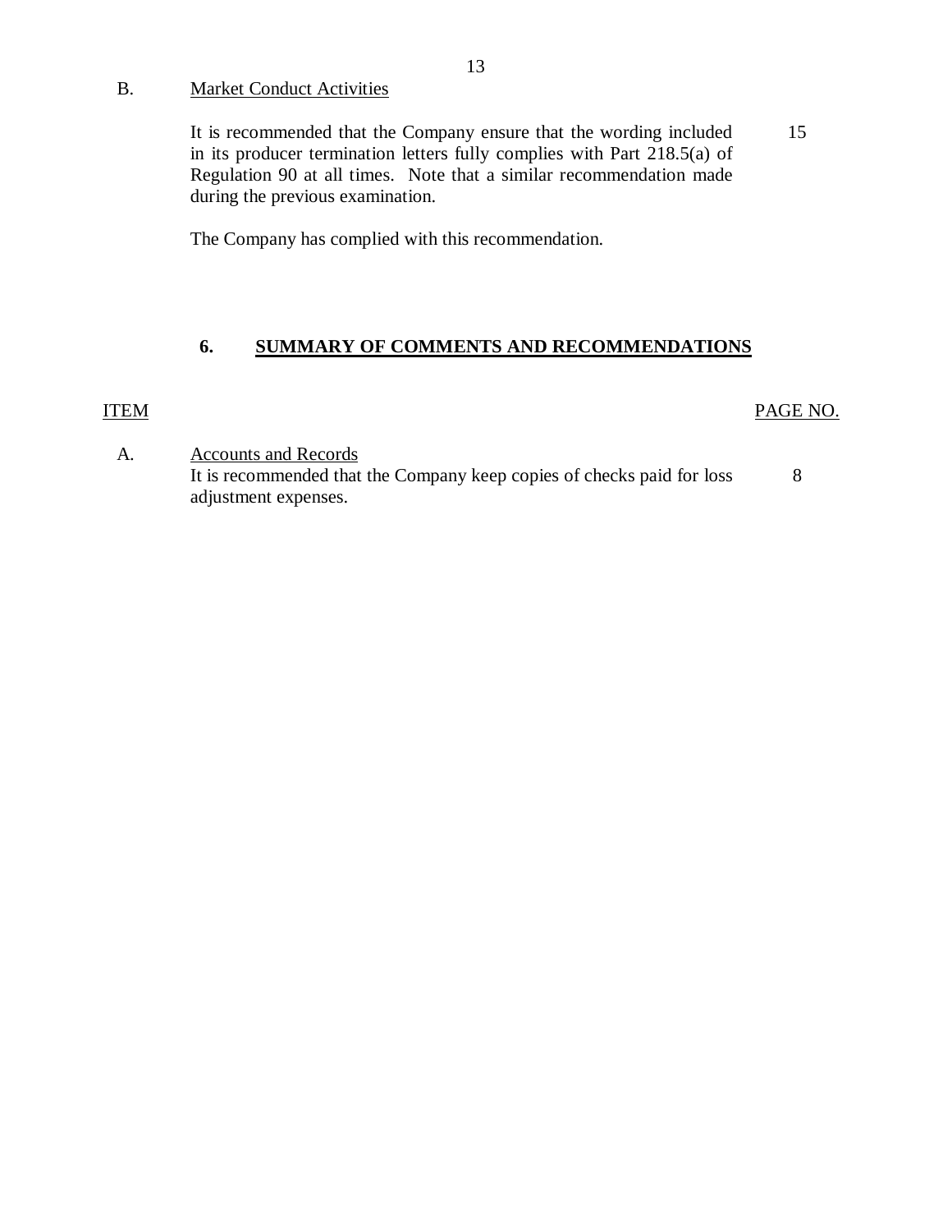B. Market Conduct Activities

It is recommended that the Company ensure that the wording included in its producer termination letters fully complies with Part 218.5(a) of Regulation 90 at all times. Note that a similar recommendation made during the previous examination. 15

The Company has complied with this recommendation.

## 6. SUMMARY OF COMMENTS AND RECOMMENDATIONS

| ITEM | | PAGE NO. |
|---|---|---|
| A. | Accounts and Records<br>It is recommended that the Company keep copies of checks paid for loss adjustment expenses. | 8 |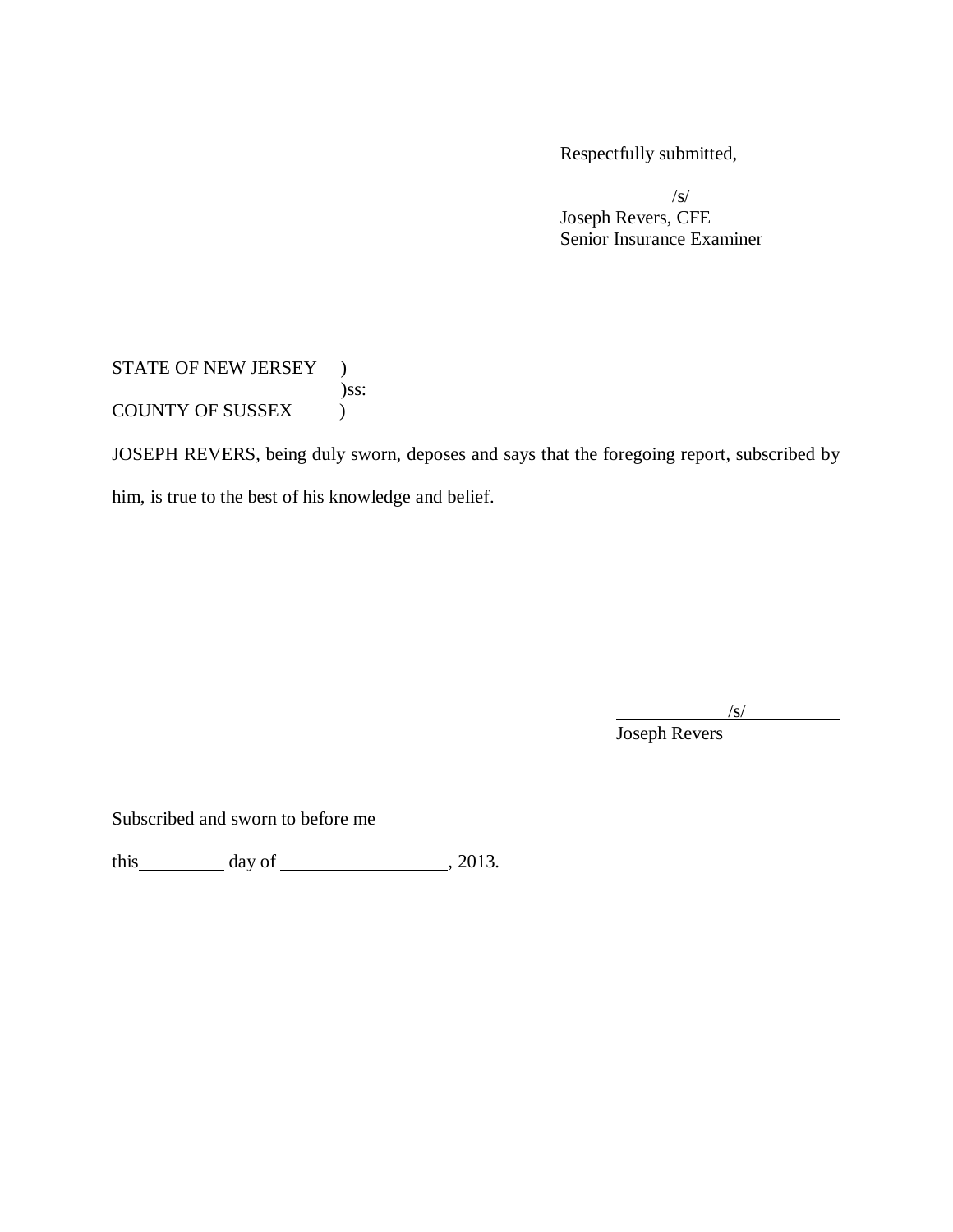Respectfully submitted,

/s/
Joseph Revers, CFE
Senior Insurance Examiner

STATE OF NEW JERSEY )
)ss:
COUNTY OF SUSSEX )

JOSEPH REVERS, being duly sworn, deposes and says that the foregoing report, subscribed by him, is true to the best of his knowledge and belief.

/s/
Joseph Revers

Subscribed and sworn to before me

this_________ day of __________________, 2013.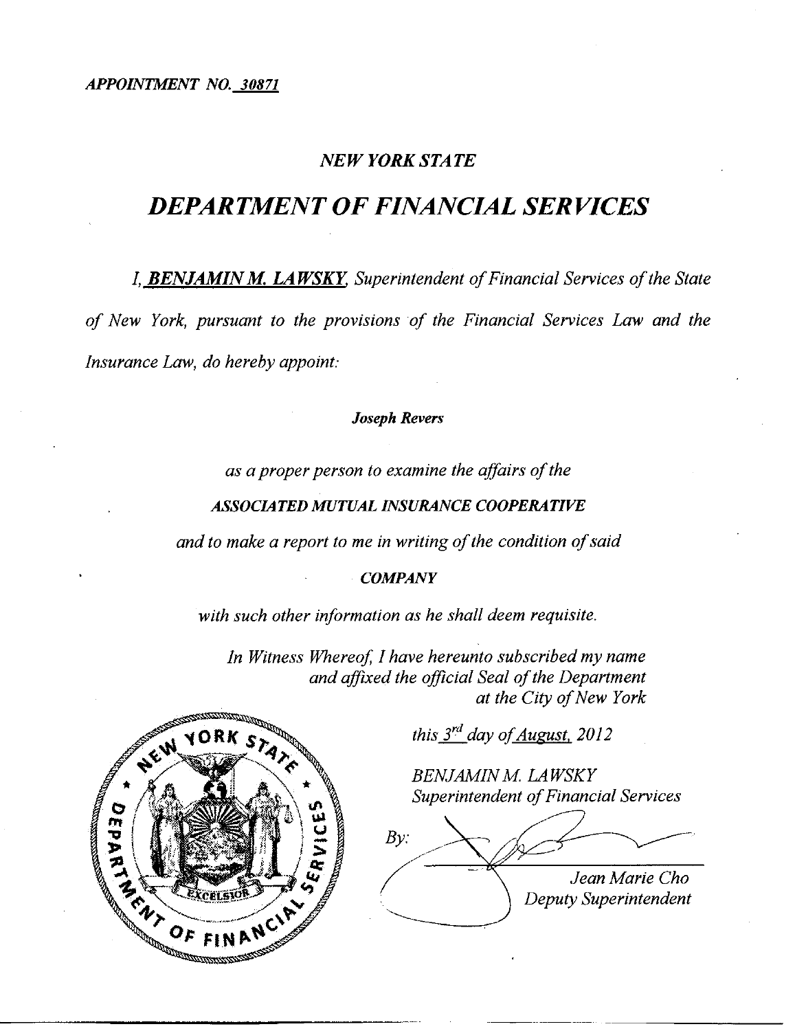*APPOINTMENT NO. 30871*

## *NEW YORK STATE*

# *DEPARTMENT OF FINANCIAL SERVICES*

*I, **BENJAMIN M. LAWSKY**, Superintendent of Financial Services of the State of New York, pursuant to the provisions of the Financial Services Law and the Insurance Law, do hereby appoint:*

***Joseph Revers***

*as a proper person to examine the affairs of the*

*ASSOCIATED MUTUAL INSURANCE COOPERATIVE*

*and to make a report to me in writing of the condition of said*

*COMPANY*

*with such other information as he shall deem requisite.*

*In Witness Whereof, I have hereunto subscribed my name and affixed the official Seal of the Department at the City of New York*

*this 3rd day of August, 2012*

*BENJAMIN M. LAWSKY*
*Superintendent of Financial Services*

*By:*

*Jean Marie Cho*
*Deputy Superintendent*

NEW YORK STATE DEPARTMENT OF FINANCIAL SERVICES EXCELSIOR